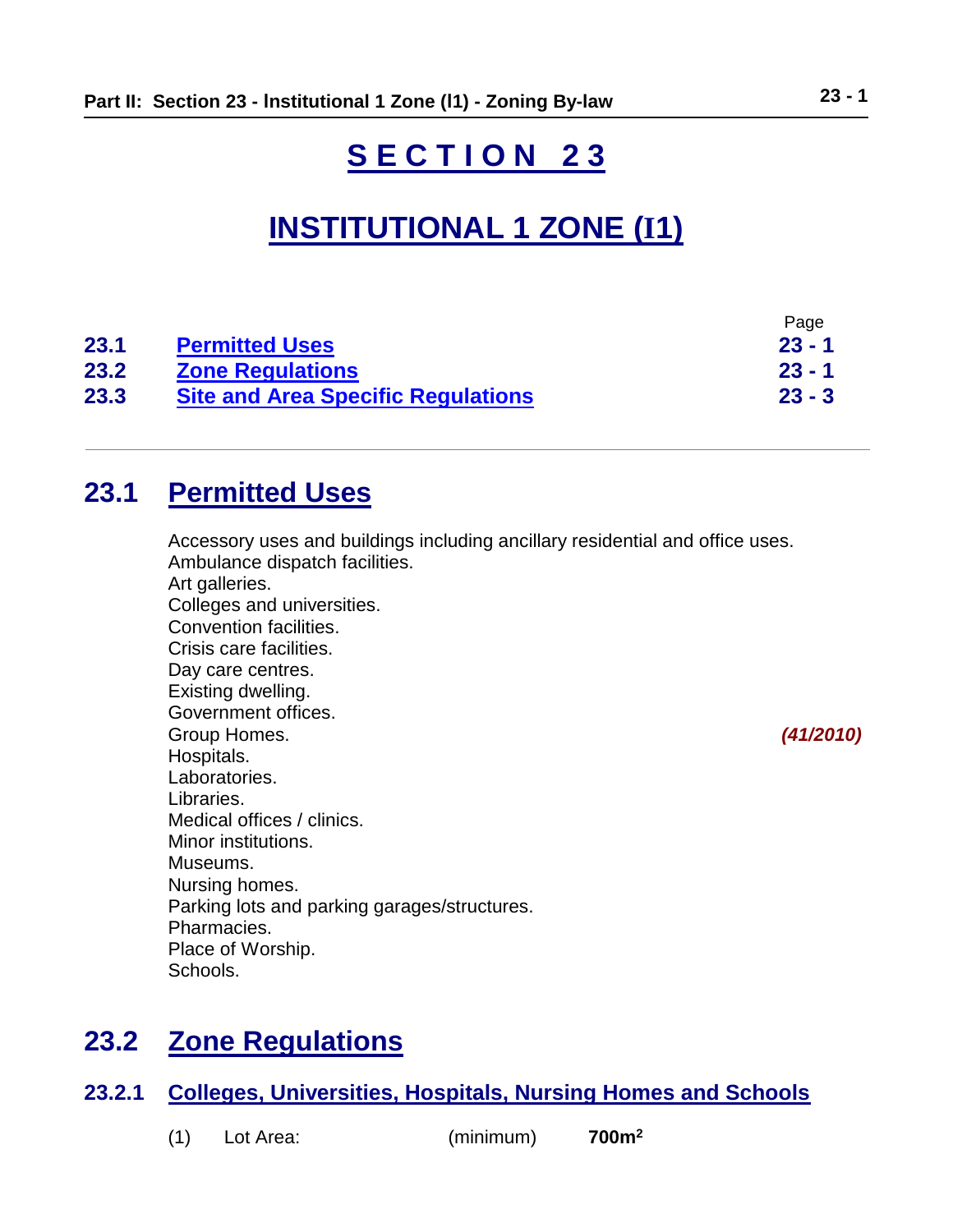# SECTION 23

# INSTITUTIONAL 1 ZONE (I1)

| | | Page |
|---|---|---|
| **23.1** | **Permitted Uses** | **23 - 1** |
| **23.2** | **Zone Regulations** | **23 - 1** |
| **23.3** | **Site and Area Specific Regulations** | **23 - 3** |

---

## 23.1 Permitted Uses

Accessory uses and buildings including ancillary residential and office uses.
Ambulance dispatch facilities.
Art galleries.
Colleges and universities.
Convention facilities.
Crisis care facilities.
Day care centres.
Existing dwelling.
Government offices.
Group Homes. *(41/2010)*
Hospitals.
Laboratories.
Libraries.
Medical offices / clinics.
Minor institutions.
Museums.
Nursing homes.
Parking lots and parking garages/structures.
Pharmacies.
Place of Worship.
Schools.

## 23.2 Zone Regulations

### 23.2.1 Colleges, Universities, Hospitals, Nursing Homes and Schools

(1) Lot Area: (minimum) **700m²**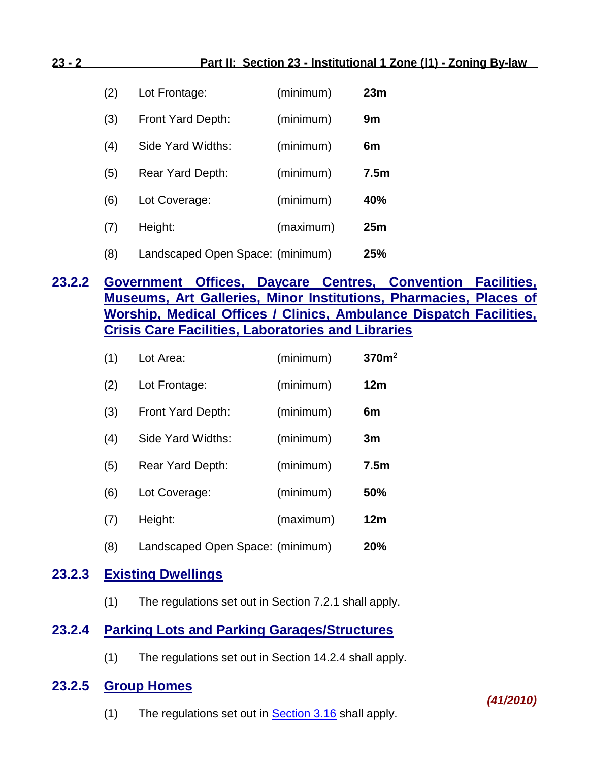| | | | |
|---|---|---|---|
| (2) | Lot Frontage: | (minimum) | **23m** |
| (3) | Front Yard Depth: | (minimum) | **9m** |
| (4) | Side Yard Widths: | (minimum) | **6m** |
| (5) | Rear Yard Depth: | (minimum) | **7.5m** |
| (6) | Lot Coverage: | (minimum) | **40%** |
| (7) | Height: | (maximum) | **25m** |
| (8) | Landscaped Open Space: | (minimum) | **25%** |

### 23.2.2 Government Offices, Daycare Centres, Convention Facilities, Museums, Art Galleries, Minor Institutions, Pharmacies, Places of Worship, Medical Offices / Clinics, Ambulance Dispatch Facilities, Crisis Care Facilities, Laboratories and Libraries

| | | | |
|---|---|---|---|
| (1) | Lot Area: | (minimum) | **370m$^2$** |
| (2) | Lot Frontage: | (minimum) | **12m** |
| (3) | Front Yard Depth: | (minimum) | **6m** |
| (4) | Side Yard Widths: | (minimum) | **3m** |
| (5) | Rear Yard Depth: | (minimum) | **7.5m** |
| (6) | Lot Coverage: | (minimum) | **50%** |
| (7) | Height: | (maximum) | **12m** |
| (8) | Landscaped Open Space: | (minimum) | **20%** |

### 23.2.3 Existing Dwellings

(1) The regulations set out in Section 7.2.1 shall apply.

### 23.2.4 Parking Lots and Parking Garages/Structures

(1) The regulations set out in Section 14.2.4 shall apply.

### 23.2.5 Group Homes

***(41/2010)***

(1) The regulations set out in Section 3.16 shall apply.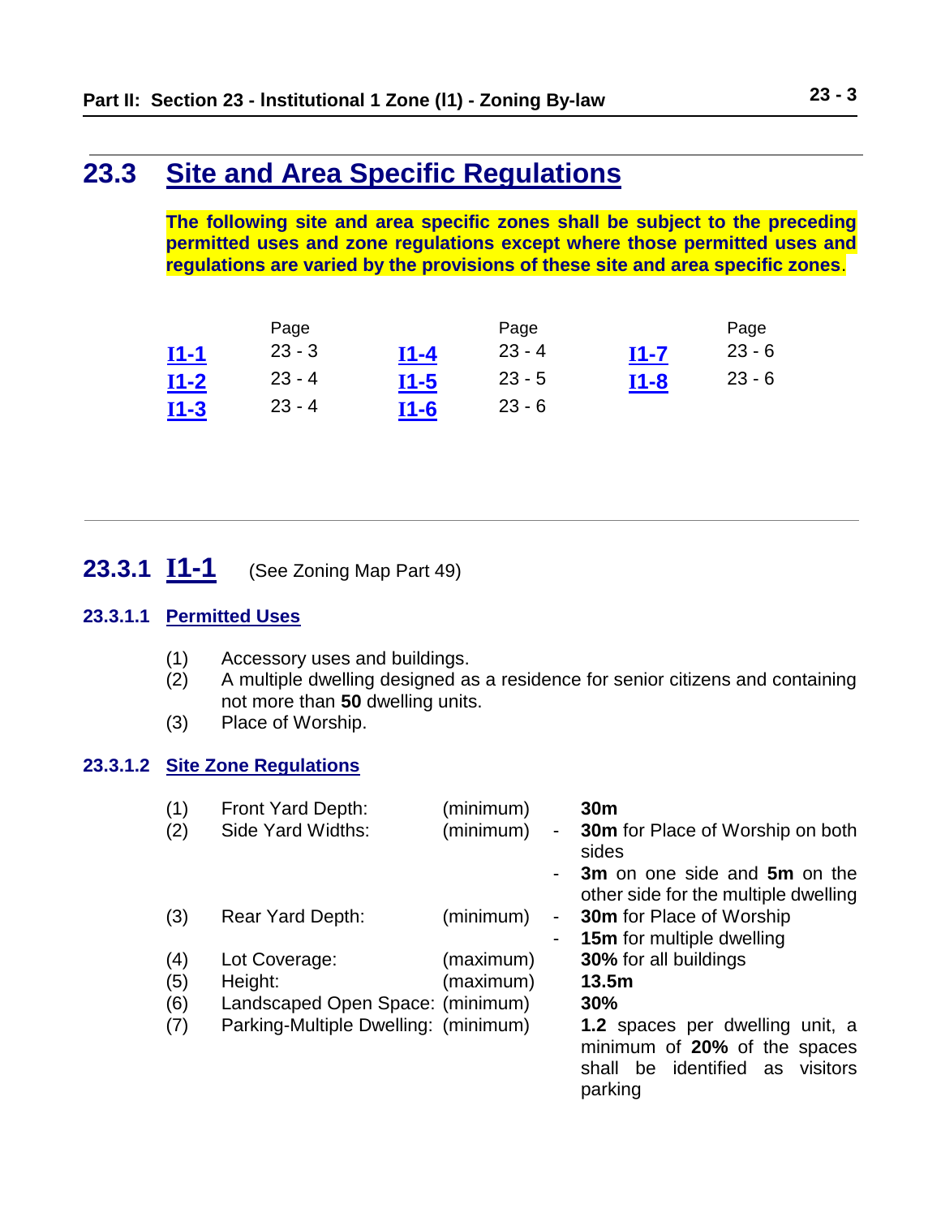## 23.3 Site and Area Specific Regulations

**The following site and area specific zones shall be subject to the preceding permitted uses and zone regulations except where those permitted uses and regulations are varied by the provisions of these site and area specific zones**.

| | Page | | Page | | Page |
|---|---|---|---|---|---|
| **I1-1** | 23 - 3 | **I1-4** | 23 - 4 | **I1-7** | 23 - 6 |
| **I1-2** | 23 - 4 | **I1-5** | 23 - 5 | **I1-8** | 23 - 6 |
| **I1-3** | 23 - 4 | **I1-6** | 23 - 6 | | |

### 23.3.1 I1-1 (See Zoning Map Part 49)

#### 23.3.1.1 Permitted Uses

(1) Accessory uses and buildings.
(2) A multiple dwelling designed as a residence for senior citizens and containing not more than **50** dwelling units.
(3) Place of Worship.

#### 23.3.1.2 Site Zone Regulations

| | | | |
|---|---|---|---|
| (1) | Front Yard Depth: | (minimum) | **30m** |
| (2) | Side Yard Widths: | (minimum) | - **30m** for Place of Worship on both sides<br>- **3m** on one side and **5m** on the other side for the multiple dwelling |
| (3) | Rear Yard Depth: | (minimum) | - **30m** for Place of Worship<br>- **15m** for multiple dwelling |
| (4) | Lot Coverage: | (maximum) | **30%** for all buildings |
| (5) | Height: | (maximum) | **13.5m** |
| (6) | Landscaped Open Space: | (minimum) | **30%** |
| (7) | Parking-Multiple Dwelling: | (minimum) | **1.2** spaces per dwelling unit, a minimum of **20%** of the spaces shall be identified as visitors parking |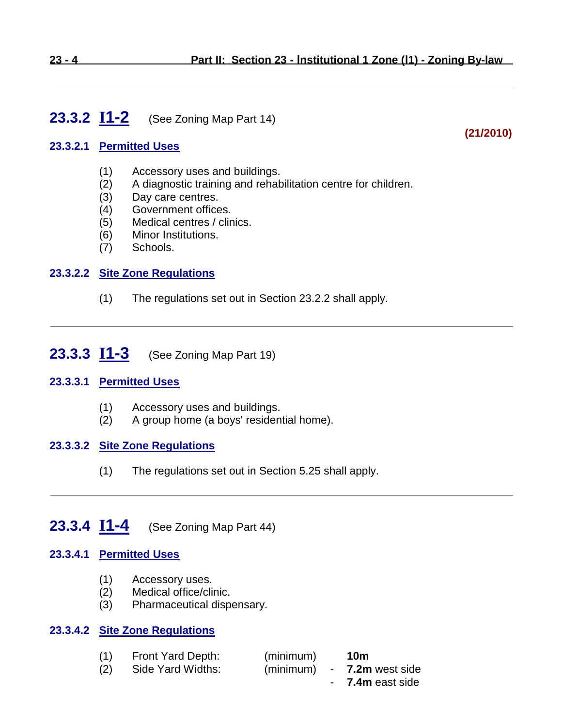## 23.3.2 I1-2 (See Zoning Map Part 14)

**(21/2010)**

### 23.3.2.1 Permitted Uses

(1) Accessory uses and buildings.
(2) A diagnostic training and rehabilitation centre for children.
(3) Day care centres.
(4) Government offices.
(5) Medical centres / clinics.
(6) Minor Institutions.
(7) Schools.

### 23.3.2.2 Site Zone Regulations

(1) The regulations set out in Section 23.2.2 shall apply.

---

## 23.3.3 I1-3 (See Zoning Map Part 19)

### 23.3.3.1 Permitted Uses

(1) Accessory uses and buildings.
(2) A group home (a boys' residential home).

### 23.3.3.2 Site Zone Regulations

(1) The regulations set out in Section 5.25 shall apply.

---

## 23.3.4 I1-4 (See Zoning Map Part 44)

### 23.3.4.1 Permitted Uses

(1) Accessory uses.
(2) Medical office/clinic.
(3) Pharmaceutical dispensary.

### 23.3.4.2 Site Zone Regulations

| | | | |
|---|---|---|---|
| (1) | Front Yard Depth: | (minimum) | **10m** |
| (2) | Side Yard Widths: | (minimum) | - **7.2m** west side |
| | | | - **7.4m** east side |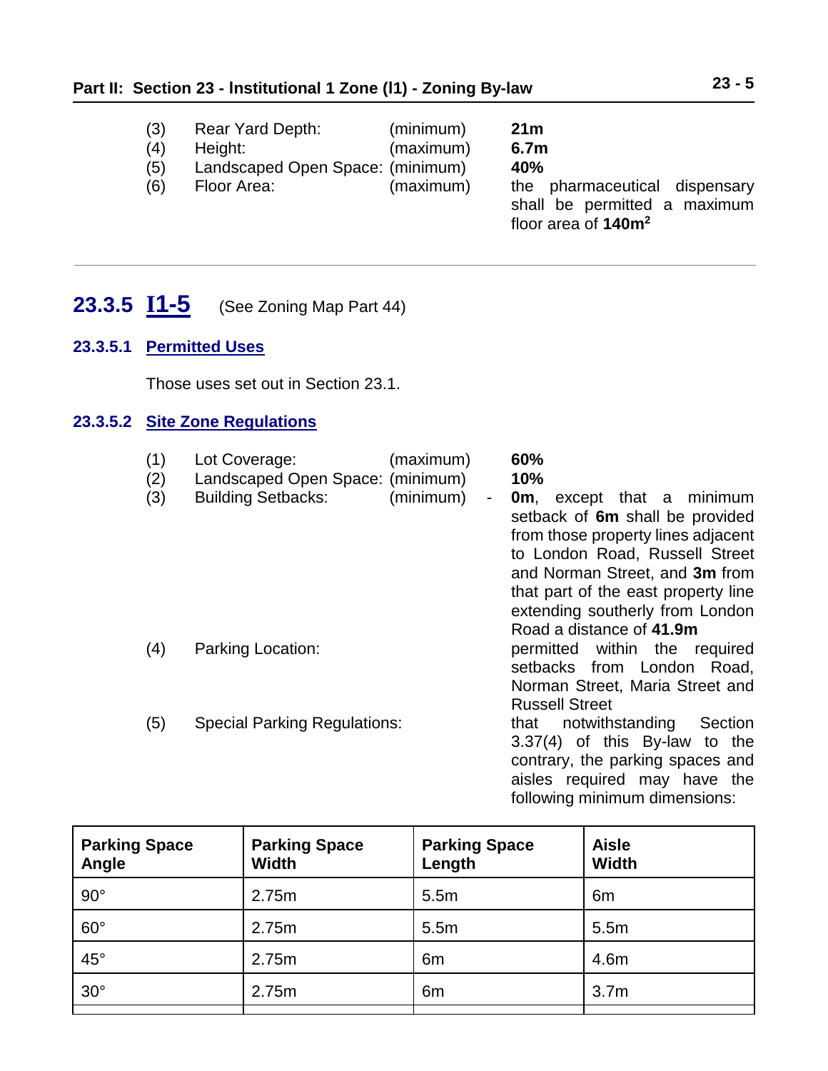(3) Rear Yard Depth: (minimum) **21m**

(4) Height: (maximum) **6.7m**

(5) Landscaped Open Space: (minimum) **40%**

(6) Floor Area: (maximum) the pharmaceutical dispensary shall be permitted a maximum floor area of **140m$^2$**

---

## 23.3.5 I1-5 (See Zoning Map Part 44)

### 23.3.5.1 Permitted Uses

Those uses set out in Section 23.1.

### 23.3.5.2 Site Zone Regulations

(1) Lot Coverage: (maximum) **60%**

(2) Landscaped Open Space: (minimum) **10%**

(3) Building Setbacks: (minimum) - **0m**, except that a minimum setback of **6m** shall be provided from those property lines adjacent to London Road, Russell Street and Norman Street, and **3m** from that part of the east property line extending southerly from London Road a distance of **41.9m**

(4) Parking Location: permitted within the required setbacks from London Road, Norman Street, Maria Street and Russell Street

(5) Special Parking Regulations: that notwithstanding Section 3.37(4) of this By-law to the contrary, the parking spaces and aisles required may have the following minimum dimensions:

| Parking Space Angle | Parking Space Width | Parking Space Length | Aisle Width |
|---|---|---|---|
| 90° | 2.75m | 5.5m | 6m |
| 60° | 2.75m | 5.5m | 5.5m |
| 45° | 2.75m | 6m | 4.6m |
| 30° | 2.75m | 6m | 3.7m |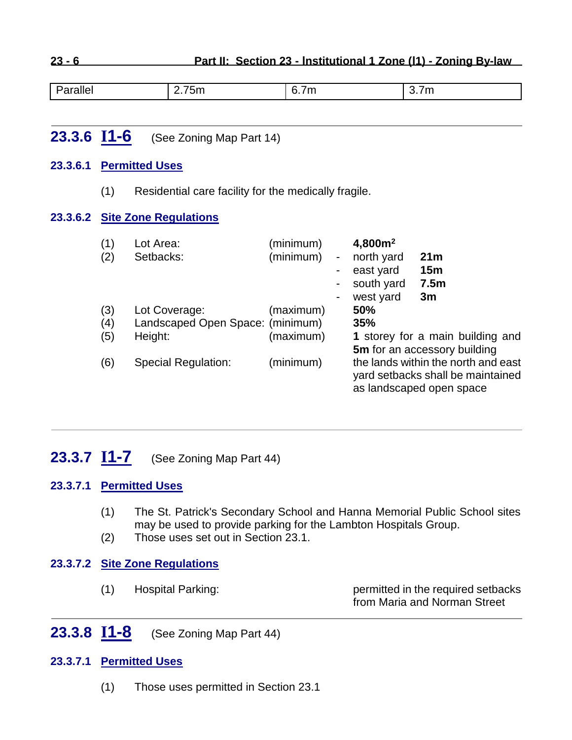| Parallel | 2.75m | 6.7m | 3.7m |
|---|---|---|---|

## 23.3.6 I1-6 (See Zoning Map Part 14)

### 23.3.6.1 Permitted Uses

(1) Residential care facility for the medically fragile.

### 23.3.6.2 Site Zone Regulations

| | | | | |
|---|---|---|---|---|
| (1) | Lot Area: | (minimum) | **$4,800m^2$** | |
| (2) | Setbacks: | (minimum) | - north yard | **21m** |
| | | | - east yard | **15m** |
| | | | - south yard | **7.5m** |
| | | | - west yard | **3m** |
| (3) | Lot Coverage: | (maximum) | **50%** | |
| (4) | Landscaped Open Space: | (minimum) | **35%** | |
| (5) | Height: | (maximum) | **1** storey for a main building and **5m** for an accessory building | |
| (6) | Special Regulation: | (minimum) | the lands within the north and east yard setbacks shall be maintained as landscaped open space | |

## 23.3.7 I1-7 (See Zoning Map Part 44)

### 23.3.7.1 Permitted Uses

(1) The St. Patrick's Secondary School and Hanna Memorial Public School sites may be used to provide parking for the Lambton Hospitals Group.

(2) Those uses set out in Section 23.1.

### 23.3.7.2 Site Zone Regulations

(1) Hospital Parking: permitted in the required setbacks from Maria and Norman Street

## 23.3.8 I1-8 (See Zoning Map Part 44)

### 23.3.7.1 Permitted Uses

(1) Those uses permitted in Section 23.1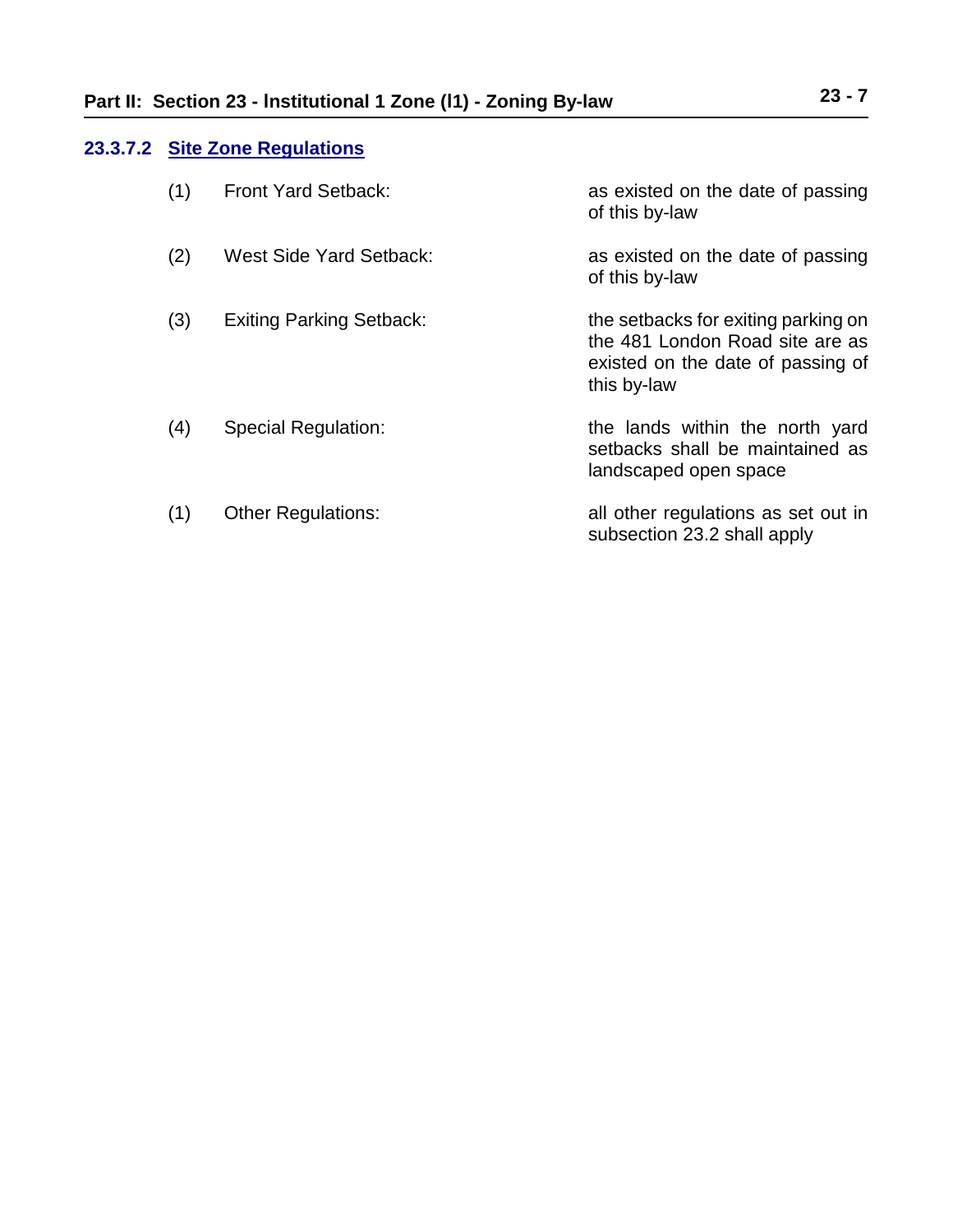#### 23.3.7.2 Site Zone Regulations

| | | |
|---|---|---|
| (1) | Front Yard Setback: | as existed on the date of passing of this by-law |
| (2) | West Side Yard Setback: | as existed on the date of passing of this by-law |
| (3) | Exiting Parking Setback: | the setbacks for exiting parking on the 481 London Road site are as existed on the date of passing of this by-law |
| (4) | Special Regulation: | the lands within the north yard setbacks shall be maintained as landscaped open space |
| (1) | Other Regulations: | all other regulations as set out in subsection 23.2 shall apply |